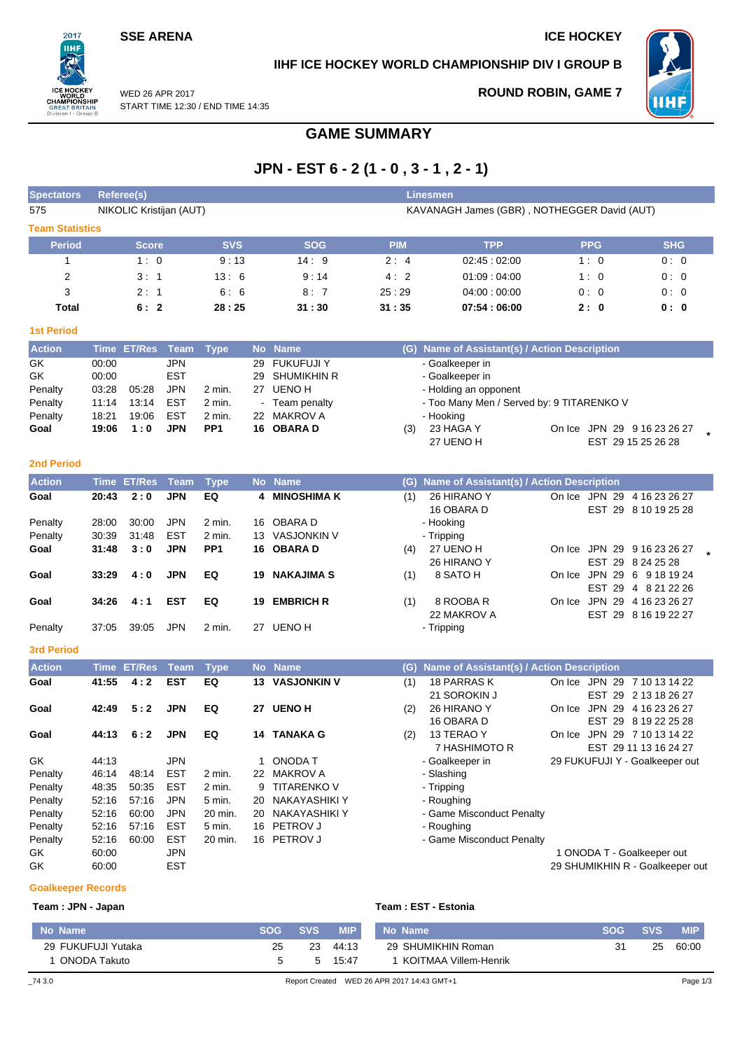SSE ARENA

ICE HOCKEY

IIHF ICE HOCKEY WORLD CHAMPIONSHIP DIV I GROUP B

WED 26 APR 2017
START TIME 12:30 / END TIME 14:35

ROUND ROBIN, GAME 7

# GAME SUMMARY

## JPN - EST 6 - 2 (1 - 0 , 3 - 1 , 2 - 1)

| Spectators | Referee(s) | Linesmen |
|---|---|---|
| 575 | NIKOLIC Kristijan (AUT) | KAVANAGH James (GBR) , NOTHEGGER David (AUT) |

### Team Statistics

| Period | Score | SVS | SOG | PIM | TPP | PPG | SHG |
|---|---|---|---|---|---|---|---|
| 1 | 1 : 0 | 9 : 13 | 14 : 9 | 2 : 4 | 02:45 : 02:00 | 1 : 0 | 0 : 0 |
| 2 | 3 : 1 | 13 : 6 | 9 : 14 | 4 : 2 | 01:09 : 04:00 | 1 : 0 | 0 : 0 |
| 3 | 2 : 1 | 6 : 6 | 8 : 7 | 25 : 29 | 04:00 : 00:00 | 0 : 0 | 0 : 0 |
| **Total** | **6 : 2** | **28 : 25** | **31 : 30** | **31 : 35** | **07:54 : 06:00** | **2 : 0** | **0 : 0** |

### 1st Period

| Action | Time | ET/Res | Team | Type | No | Name | (G) | Name of Assistant(s) / Action Description | On Ice |
|---|---|---|---|---|---|---|---|---|---|
| GK | 00:00 | | JPN | | 29 | FUKUFUJI Y | | - Goalkeeper in | |
| GK | 00:00 | | EST | | 29 | SHUMIKHIN R | | - Goalkeeper in | |
| Penalty | 03:28 | 05:28 | JPN | 2 min. | 27 | UENO H | | - Holding an opponent | |
| Penalty | 11:14 | 13:14 | EST | 2 min. | - | Team penalty | | - Too Many Men / Served by: 9 TITARENKO V | |
| Penalty | 18:21 | 19:06 | EST | 2 min. | 22 | MAKROV A | | - Hooking | |
| **Goal** | **19:06** | **1 : 0** | **JPN** | **PP1** | **16** | **OBARA D** | (3) | 23 HAGA Y<br>27 UENO H | JPN 29 9 16 23 26 27<br>EST 29 15 25 26 28 * |

### 2nd Period

| Action | Time | ET/Res | Team | Type | No | Name | (G) | Name of Assistant(s) / Action Description | On Ice |
|---|---|---|---|---|---|---|---|---|---|
| **Goal** | **20:43** | **2 : 0** | **JPN** | **EQ** | **4** | **MINOSHIMA K** | (1) | 26 HIRANO Y<br>16 OBARA D | JPN 29 4 16 23 26 27<br>EST 29 8 10 19 25 28 |
| Penalty | 28:00 | 30:00 | JPN | 2 min. | 16 | OBARA D | | - Hooking | |
| Penalty | 30:39 | 31:48 | EST | 2 min. | 13 | VASJONKIN V | | - Tripping | |
| **Goal** | **31:48** | **3 : 0** | **JPN** | **PP1** | **16** | **OBARA D** | (4) | 27 UENO H<br>26 HIRANO Y | JPN 29 9 16 23 26 27<br>EST 29 8 24 25 28 * |
| **Goal** | **33:29** | **4 : 0** | **JPN** | **EQ** | **19** | **NAKAJIMA S** | (1) | 8 SATO H | JPN 29 6 9 18 19 24<br>EST 29 4 8 21 22 26 |
| **Goal** | **34:26** | **4 : 1** | **EST** | **EQ** | **19** | **EMBRICH R** | (1) | 8 ROOBA R<br>22 MAKROV A | JPN 29 4 16 23 26 27<br>EST 29 8 16 19 22 27 |
| Penalty | 37:05 | 39:05 | JPN | 2 min. | 27 | UENO H | | - Tripping | |

### 3rd Period

| Action | Time | ET/Res | Team | Type | No | Name | (G) | Name of Assistant(s) / Action Description | On Ice |
|---|---|---|---|---|---|---|---|---|---|
| **Goal** | **41:55** | **4 : 2** | **EST** | **EQ** | **13** | **VASJONKIN V** | (1) | 18 PARRAS K<br>21 SOROKIN J | JPN 29 7 10 13 14 22<br>EST 29 2 13 18 26 27 |
| **Goal** | **42:49** | **5 : 2** | **JPN** | **EQ** | **27** | **UENO H** | (2) | 26 HIRANO Y<br>16 OBARA D | JPN 29 4 16 23 26 27<br>EST 29 8 19 22 25 28 |
| **Goal** | **44:13** | **6 : 2** | **JPN** | **EQ** | **14** | **TANAKA G** | (2) | 13 TERAO Y<br>7 HASHIMOTO R | JPN 29 7 10 13 14 22<br>EST 29 11 13 16 24 27 |
| GK | 44:13 | | JPN | | 1 | ONODA T | | - Goalkeeper in | 29 FUKUFUJI Y - Goalkeeper out |
| Penalty | 46:14 | 48:14 | EST | 2 min. | 22 | MAKROV A | | - Slashing | |
| Penalty | 48:35 | 50:35 | EST | 2 min. | 9 | TITARENKO V | | - Tripping | |
| Penalty | 52:16 | 57:16 | JPN | 5 min. | 20 | NAKAYASHIKI Y | | - Roughing | |
| Penalty | 52:16 | 60:00 | JPN | 20 min. | 20 | NAKAYASHIKI Y | | - Game Misconduct Penalty | |
| Penalty | 52:16 | 57:16 | EST | 5 min. | 16 | PETROV J | | - Roughing | |
| Penalty | 52:16 | 60:00 | EST | 20 min. | 16 | PETROV J | | - Game Misconduct Penalty | |
| GK | 60:00 | | JPN | | | | | | 1 ONODA T - Goalkeeper out |
| GK | 60:00 | | EST | | | | | | 29 SHUMIKHIN R - Goalkeeper out |

### Goalkeeper Records

**Team : JPN - Japan**

| No Name | SOG | SVS | MIP |
|---|---|---|---|
| 29 FUKUFUJI Yutaka | 25 | 23 | 44:13 |
| 1 ONODA Takuto | 5 | 5 | 15:47 |

**Team : EST - Estonia**

| No Name | SOG | SVS | MIP |
|---|---|---|---|
| 29 SHUMIKHIN Roman | 31 | 25 | 60:00 |
| 1 KOITMAA Villem-Henrik | | | |

_74 3.0 Report Created WED 26 APR 2017 14:43 GMT+1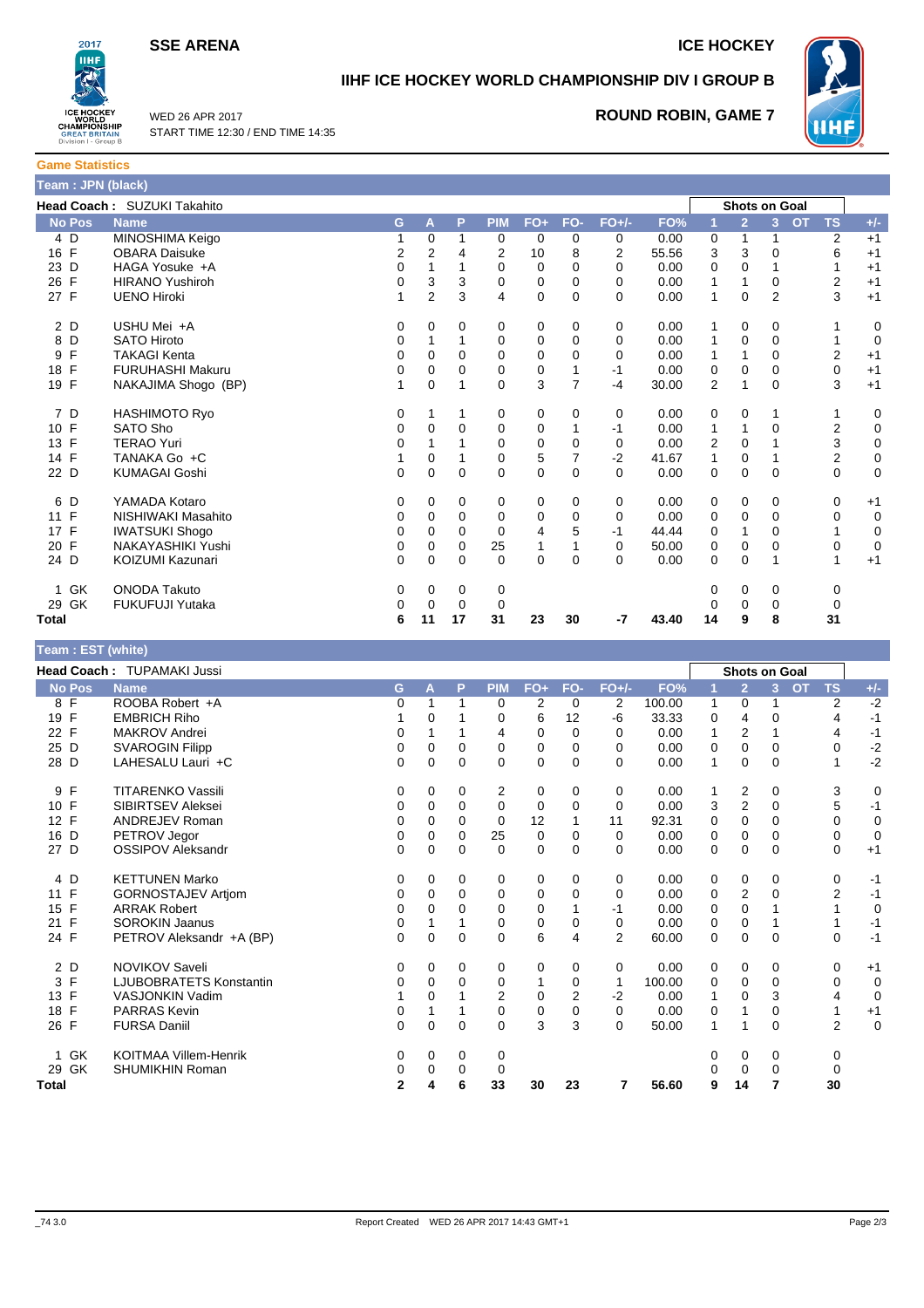# SSE ARENA

# ICE HOCKEY

## IIHF ICE HOCKEY WORLD CHAMPIONSHIP DIV I GROUP B

WED 26 APR 2017
START TIME 12:30 / END TIME 14:35

**ROUND ROBIN, GAME 7**

### Game Statistics

**Team : JPN (black)**

**Head Coach :** SUZUKI Takahito

| No | Pos | Name | G | A | P | PIM | FO+ | FO- | FO+/- | FO% | Shots on Goal 1 | 2 | 3 | OT | TS | +/- |
|---|---|---|---|---|---|---|---|---|---|---|---|---|---|---|---|---|
| 4 | D | MINOSHIMA Keigo | 1 | 0 | 1 | 0 | 0 | 0 | 0 | 0.00 | 0 | 1 | 1 | | 2 | +1 |
| 16 | F | OBARA Daisuke | 2 | 2 | 4 | 2 | 10 | 8 | 2 | 55.56 | 3 | 3 | 0 | | 6 | +1 |
| 23 | D | HAGA Yosuke +A | 0 | 1 | 1 | 0 | 0 | 0 | 0 | 0.00 | 0 | 0 | 1 | | 1 | +1 |
| 26 | F | HIRANO Yushiroh | 0 | 3 | 3 | 0 | 0 | 0 | 0 | 0.00 | 1 | 1 | 0 | | 2 | +1 |
| 27 | F | UENO Hiroki | 1 | 2 | 3 | 4 | 0 | 0 | 0 | 0.00 | 1 | 0 | 2 | | 3 | +1 |
| 2 | D | USHU Mei +A | 0 | 0 | 0 | 0 | 0 | 0 | 0 | 0.00 | 1 | 0 | 0 | | 1 | 0 |
| 8 | D | SATO Hiroto | 0 | 1 | 1 | 0 | 0 | 0 | 0 | 0.00 | 1 | 0 | 0 | | 1 | 0 |
| 9 | F | TAKAGI Kenta | 0 | 0 | 0 | 0 | 0 | 0 | 0 | 0.00 | 1 | 1 | 0 | | 2 | +1 |
| 18 | F | FURUHASHI Makuru | 0 | 0 | 0 | 0 | 0 | 1 | -1 | 0.00 | 0 | 0 | 0 | | 0 | +1 |
| 19 | F | NAKAJIMA Shogo (BP) | 1 | 0 | 1 | 0 | 3 | 7 | -4 | 30.00 | 2 | 1 | 0 | | 3 | +1 |
| 7 | D | HASHIMOTO Ryo | 0 | 1 | 1 | 0 | 0 | 0 | 0 | 0.00 | 0 | 0 | 1 | | 1 | 0 |
| 10 | F | SATO Sho | 0 | 0 | 0 | 0 | 0 | 1 | -1 | 0.00 | 1 | 1 | 0 | | 2 | 0 |
| 13 | F | TERAO Yuri | 0 | 1 | 1 | 0 | 0 | 0 | 0 | 0.00 | 2 | 0 | 1 | | 3 | 0 |
| 14 | F | TANAKA Go +C | 1 | 0 | 1 | 0 | 5 | 7 | -2 | 41.67 | 1 | 0 | 1 | | 2 | 0 |
| 22 | D | KUMAGAI Goshi | 0 | 0 | 0 | 0 | 0 | 0 | 0 | 0.00 | 0 | 0 | 0 | | 0 | 0 |
| 6 | D | YAMADA Kotaro | 0 | 0 | 0 | 0 | 0 | 0 | 0 | 0.00 | 0 | 0 | 0 | | 0 | +1 |
| 11 | F | NISHIWAKI Masahito | 0 | 0 | 0 | 0 | 0 | 0 | 0 | 0.00 | 0 | 0 | 0 | | 0 | 0 |
| 17 | F | IWATSUKI Shogo | 0 | 0 | 0 | 0 | 4 | 5 | -1 | 44.44 | 0 | 1 | 0 | | 1 | 0 |
| 20 | F | NAKAYASHIKI Yushi | 0 | 0 | 0 | 25 | 1 | 1 | 0 | 50.00 | 0 | 0 | 0 | | 0 | 0 |
| 24 | D | KOIZUMI Kazunari | 0 | 0 | 0 | 0 | 0 | 0 | 0 | 0.00 | 0 | 0 | 1 | | 1 | +1 |
| 1 | GK | ONODA Takuto | 0 | 0 | 0 | 0 | | | | | 0 | 0 | 0 | | 0 | |
| 29 | GK | FUKUFUJI Yutaka | 0 | 0 | 0 | 0 | | | | | 0 | 0 | 0 | | 0 | |
| **Total** | | | **6** | **11** | **17** | **31** | **23** | **30** | **-7** | **43.40** | **14** | **9** | **8** | | **31** | |

**Team : EST (white)**

**Head Coach :** TUPAMAKI Jussi

| No | Pos | Name | G | A | P | PIM | FO+ | FO- | FO+/- | FO% | Shots on Goal 1 | 2 | 3 | OT | TS | +/- |
|---|---|---|---|---|---|---|---|---|---|---|---|---|---|---|---|---|
| 8 | F | ROOBA Robert +A | 0 | 1 | 1 | 0 | 2 | 0 | 2 | 100.00 | 1 | 0 | 1 | | 2 | -2 |
| 19 | F | EMBRICH Riho | 1 | 0 | 1 | 0 | 6 | 12 | -6 | 33.33 | 0 | 4 | 0 | | 4 | -1 |
| 22 | F | MAKROV Andrei | 0 | 1 | 1 | 4 | 0 | 0 | 0 | 0.00 | 1 | 2 | 1 | | 4 | -1 |
| 25 | D | SVAROGIN Filipp | 0 | 0 | 0 | 0 | 0 | 0 | 0 | 0.00 | 0 | 0 | 0 | | 0 | -2 |
| 28 | D | LAHESALU Lauri +C | 0 | 0 | 0 | 0 | 0 | 0 | 0 | 0.00 | 1 | 0 | 0 | | 1 | -2 |
| 9 | F | TITARENKO Vassili | 0 | 0 | 0 | 2 | 0 | 0 | 0 | 0.00 | 1 | 2 | 0 | | 3 | 0 |
| 10 | F | SIBIRTSEV Aleksei | 0 | 0 | 0 | 0 | 0 | 0 | 0 | 0.00 | 3 | 2 | 0 | | 5 | -1 |
| 12 | F | ANDREJEV Roman | 0 | 0 | 0 | 0 | 12 | 1 | 11 | 92.31 | 0 | 0 | 0 | | 0 | 0 |
| 16 | D | PETROV Jegor | 0 | 0 | 0 | 25 | 0 | 0 | 0 | 0.00 | 0 | 0 | 0 | | 0 | 0 |
| 27 | D | OSSIPOV Aleksandr | 0 | 0 | 0 | 0 | 0 | 0 | 0 | 0.00 | 0 | 0 | 0 | | 0 | +1 |
| 4 | D | KETTUNEN Marko | 0 | 0 | 0 | 0 | 0 | 0 | 0 | 0.00 | 0 | 0 | 0 | | 0 | -1 |
| 11 | F | GORNOSTAJEV Artjom | 0 | 0 | 0 | 0 | 0 | 0 | 0 | 0.00 | 0 | 2 | 0 | | 2 | -1 |
| 15 | F | ARRAK Robert | 0 | 0 | 0 | 0 | 0 | 1 | -1 | 0.00 | 0 | 0 | 1 | | 1 | 0 |
| 21 | F | SOROKIN Jaanus | 0 | 1 | 1 | 0 | 0 | 0 | 0 | 0.00 | 0 | 0 | 1 | | 1 | -1 |
| 24 | F | PETROV Aleksandr +A (BP) | 0 | 0 | 0 | 0 | 6 | 4 | 2 | 60.00 | 0 | 0 | 0 | | 0 | -1 |
| 2 | D | NOVIKOV Saveli | 0 | 0 | 0 | 0 | 0 | 0 | 0 | 0.00 | 0 | 0 | 0 | | 0 | +1 |
| 3 | F | LJUBOBRATETS Konstantin | 0 | 0 | 0 | 0 | 1 | 0 | 1 | 100.00 | 0 | 0 | 0 | | 0 | 0 |
| 13 | F | VASJONKIN Vadim | 1 | 0 | 1 | 2 | 0 | 2 | -2 | 0.00 | 1 | 0 | 3 | | 4 | 0 |
| 18 | F | PARRAS Kevin | 0 | 1 | 1 | 0 | 0 | 0 | 0 | 0.00 | 0 | 1 | 0 | | 1 | +1 |
| 26 | F | FURSA Daniil | 0 | 0 | 0 | 0 | 3 | 3 | 0 | 50.00 | 1 | 1 | 0 | | 2 | 0 |
| 1 | GK | KOITMAA Villem-Henrik | 0 | 0 | 0 | 0 | | | | | 0 | 0 | 0 | | 0 | |
| 29 | GK | SHUMIKHIN Roman | 0 | 0 | 0 | 0 | | | | | 0 | 0 | 0 | | 0 | |
| **Total** | | | **2** | **4** | **6** | **33** | **30** | **23** | **7** | **56.60** | **9** | **14** | **7** | | **30** | |

_74 3.0 Report Created WED 26 APR 2017 14:43 GMT+1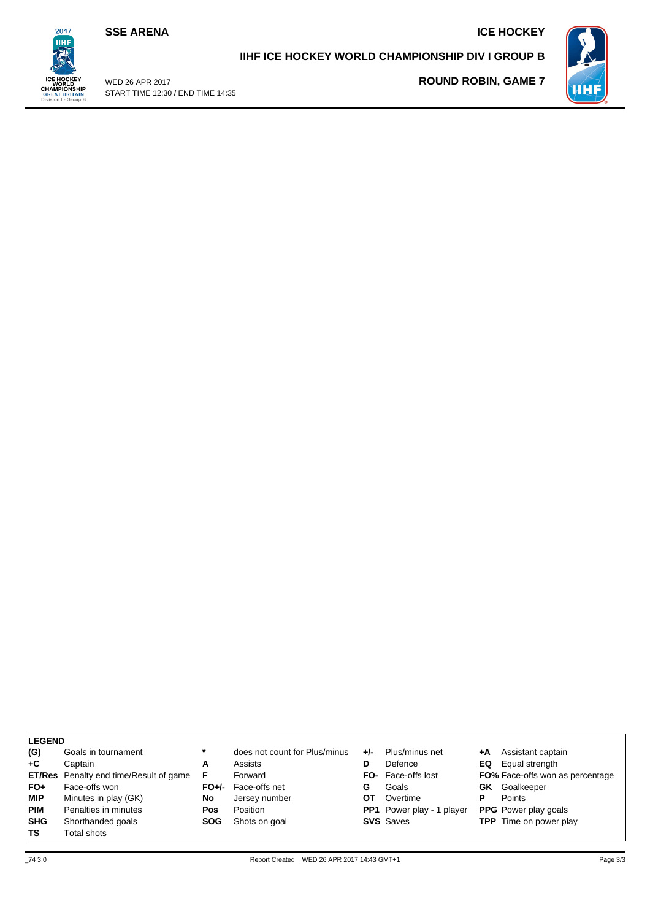**SSE ARENA** **ICE HOCKEY**

## IIHF ICE HOCKEY WORLD CHAMPIONSHIP DIV I GROUP B

WED 26 APR 2017
START TIME 12:30 / END TIME 14:35

**ROUND ROBIN, GAME 7**

**LEGEND**

| | | | | | | | |
|---|---|---|---|---|---|---|---|
| **(G)** | Goals in tournament | **\*** | does not count for Plus/minus | **+/-** | Plus/minus net | **+A** | Assistant captain |
| **+C** | Captain | **A** | Assists | **D** | Defence | **EQ** | Equal strength |
| **ET/Res** | Penalty end time/Result of game | **F** | Forward | **FO-** | Face-offs lost | **FO%** | Face-offs won as percentage |
| **FO+** | Face-offs won | **FO+/-** | Face-offs net | **G** | Goals | **GK** | Goalkeeper |
| **MIP** | Minutes in play (GK) | **No** | Jersey number | **OT** | Overtime | **P** | Points |
| **PIM** | Penalties in minutes | **Pos** | Position | **PP1** | Power play - 1 player | **PPG** | Power play goals |
| **SHG** | Shorthanded goals | **SOG** | Shots on goal | **SVS** | Saves | **TPP** | Time on power play |
| **TS** | Total shots | | | | | | |

_74 3.0 Report Created WED 26 APR 2017 14:43 GMT+1